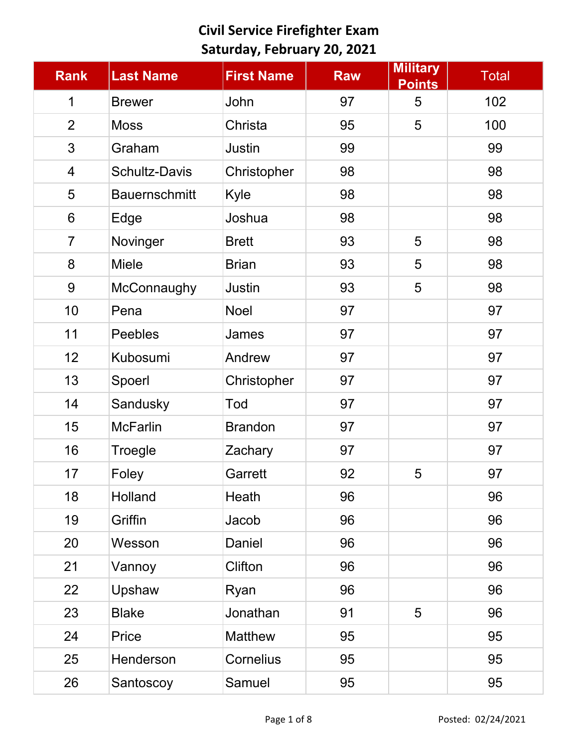# Civil Service Firefighter Exam
## Saturday, February 20, 2021

| Rank | Last Name | First Name | Raw | Military Points | Total |
|---|---|---|---|---|---|
| 1 | Brewer | John | 97 | 5 | 102 |
| 2 | Moss | Christa | 95 | 5 | 100 |
| 3 | Graham | Justin | 99 | | 99 |
| 4 | Schultz-Davis | Christopher | 98 | | 98 |
| 5 | Bauernschmitt | Kyle | 98 | | 98 |
| 6 | Edge | Joshua | 98 | | 98 |
| 7 | Novinger | Brett | 93 | 5 | 98 |
| 8 | Miele | Brian | 93 | 5 | 98 |
| 9 | McConnaughy | Justin | 93 | 5 | 98 |
| 10 | Pena | Noel | 97 | | 97 |
| 11 | Peebles | James | 97 | | 97 |
| 12 | Kubosumi | Andrew | 97 | | 97 |
| 13 | Spoerl | Christopher | 97 | | 97 |
| 14 | Sandusky | Tod | 97 | | 97 |
| 15 | McFarlin | Brandon | 97 | | 97 |
| 16 | Troegle | Zachary | 97 | | 97 |
| 17 | Foley | Garrett | 92 | 5 | 97 |
| 18 | Holland | Heath | 96 | | 96 |
| 19 | Griffin | Jacob | 96 | | 96 |
| 20 | Wesson | Daniel | 96 | | 96 |
| 21 | Vannoy | Clifton | 96 | | 96 |
| 22 | Upshaw | Ryan | 96 | | 96 |
| 23 | Blake | Jonathan | 91 | 5 | 96 |
| 24 | Price | Matthew | 95 | | 95 |
| 25 | Henderson | Cornelius | 95 | | 95 |
| 26 | Santoscoy | Samuel | 95 | | 95 |

Posted: 02/24/2021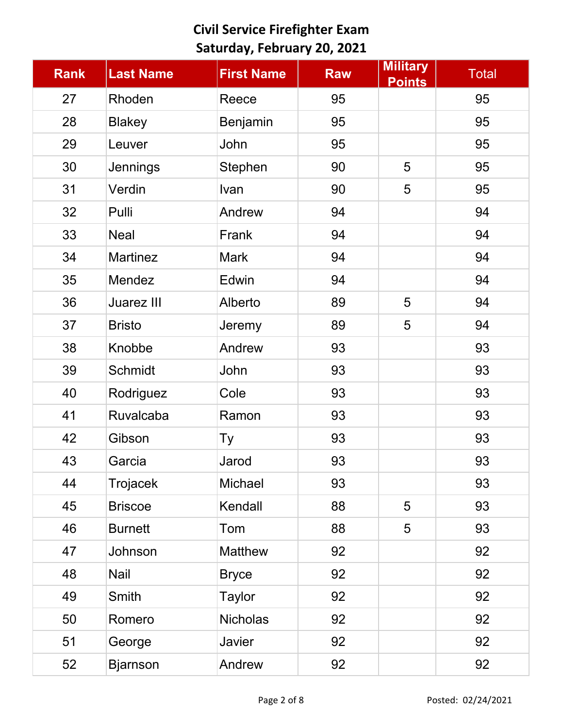# Civil Service Firefighter Exam
## Saturday, February 20, 2021

| Rank | Last Name | First Name | Raw | Military Points | Total |
|---|---|---|---|---|---|
| 27 | Rhoden | Reece | 95 | | 95 |
| 28 | Blakey | Benjamin | 95 | | 95 |
| 29 | Leuver | John | 95 | | 95 |
| 30 | Jennings | Stephen | 90 | 5 | 95 |
| 31 | Verdin | Ivan | 90 | 5 | 95 |
| 32 | Pulli | Andrew | 94 | | 94 |
| 33 | Neal | Frank | 94 | | 94 |
| 34 | Martinez | Mark | 94 | | 94 |
| 35 | Mendez | Edwin | 94 | | 94 |
| 36 | Juarez III | Alberto | 89 | 5 | 94 |
| 37 | Bristo | Jeremy | 89 | 5 | 94 |
| 38 | Knobbe | Andrew | 93 | | 93 |
| 39 | Schmidt | John | 93 | | 93 |
| 40 | Rodriguez | Cole | 93 | | 93 |
| 41 | Ruvalcaba | Ramon | 93 | | 93 |
| 42 | Gibson | Ty | 93 | | 93 |
| 43 | Garcia | Jarod | 93 | | 93 |
| 44 | Trojacek | Michael | 93 | | 93 |
| 45 | Briscoe | Kendall | 88 | 5 | 93 |
| 46 | Burnett | Tom | 88 | 5 | 93 |
| 47 | Johnson | Matthew | 92 | | 92 |
| 48 | Nail | Bryce | 92 | | 92 |
| 49 | Smith | Taylor | 92 | | 92 |
| 50 | Romero | Nicholas | 92 | | 92 |
| 51 | George | Javier | 92 | | 92 |
| 52 | Bjarnson | Andrew | 92 | | 92 |

Posted: 02/24/2021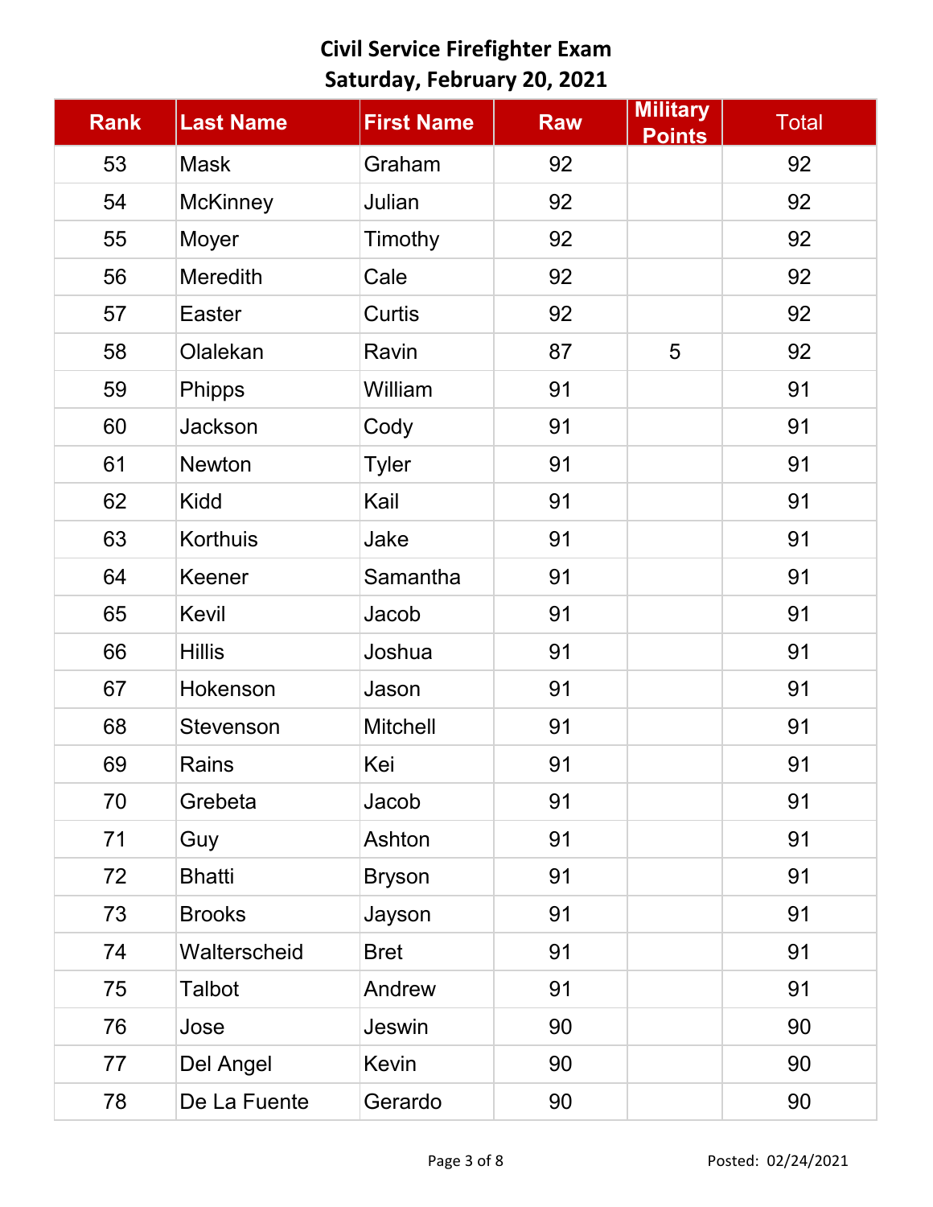# Civil Service Firefighter Exam

## Saturday, February 20, 2021

| Rank | Last Name | First Name | Raw | Military Points | Total |
|---|---|---|---|---|---|
| 53 | Mask | Graham | 92 | | 92 |
| 54 | McKinney | Julian | 92 | | 92 |
| 55 | Moyer | Timothy | 92 | | 92 |
| 56 | Meredith | Cale | 92 | | 92 |
| 57 | Easter | Curtis | 92 | | 92 |
| 58 | Olalekan | Ravin | 87 | 5 | 92 |
| 59 | Phipps | William | 91 | | 91 |
| 60 | Jackson | Cody | 91 | | 91 |
| 61 | Newton | Tyler | 91 | | 91 |
| 62 | Kidd | Kail | 91 | | 91 |
| 63 | Korthuis | Jake | 91 | | 91 |
| 64 | Keener | Samantha | 91 | | 91 |
| 65 | Kevil | Jacob | 91 | | 91 |
| 66 | Hillis | Joshua | 91 | | 91 |
| 67 | Hokenson | Jason | 91 | | 91 |
| 68 | Stevenson | Mitchell | 91 | | 91 |
| 69 | Rains | Kei | 91 | | 91 |
| 70 | Grebeta | Jacob | 91 | | 91 |
| 71 | Guy | Ashton | 91 | | 91 |
| 72 | Bhatti | Bryson | 91 | | 91 |
| 73 | Brooks | Jayson | 91 | | 91 |
| 74 | Walterscheid | Bret | 91 | | 91 |
| 75 | Talbot | Andrew | 91 | | 91 |
| 76 | Jose | Jeswin | 90 | | 90 |
| 77 | Del Angel | Kevin | 90 | | 90 |
| 78 | De La Fuente | Gerardo | 90 | | 90 |

Posted: 02/24/2021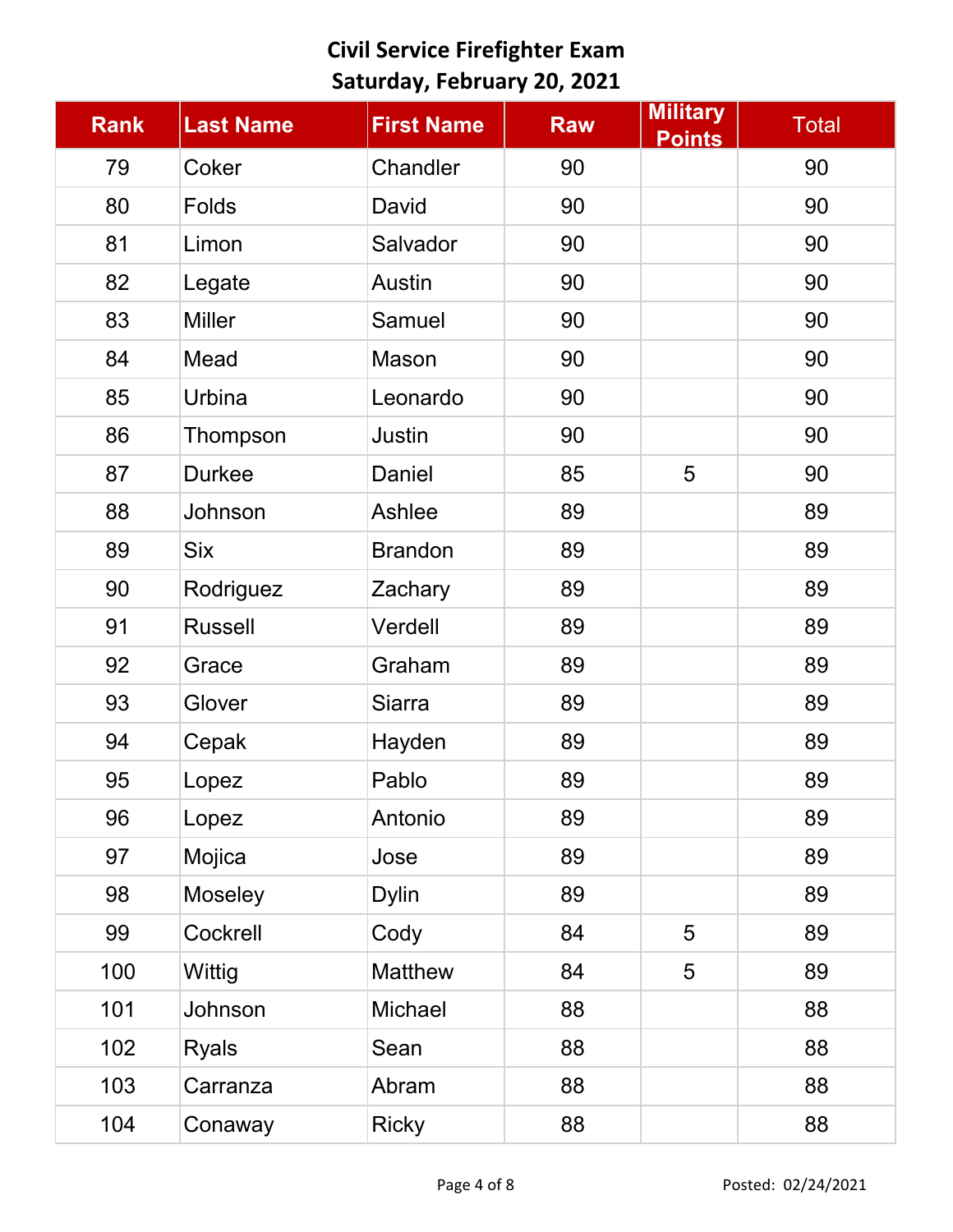# Civil Service Firefighter Exam
## Saturday, February 20, 2021

| Rank | Last Name | First Name | Raw | Military Points | Total |
|---|---|---|---|---|---|
| 79 | Coker | Chandler | 90 | | 90 |
| 80 | Folds | David | 90 | | 90 |
| 81 | Limon | Salvador | 90 | | 90 |
| 82 | Legate | Austin | 90 | | 90 |
| 83 | Miller | Samuel | 90 | | 90 |
| 84 | Mead | Mason | 90 | | 90 |
| 85 | Urbina | Leonardo | 90 | | 90 |
| 86 | Thompson | Justin | 90 | | 90 |
| 87 | Durkee | Daniel | 85 | 5 | 90 |
| 88 | Johnson | Ashlee | 89 | | 89 |
| 89 | Six | Brandon | 89 | | 89 |
| 90 | Rodriguez | Zachary | 89 | | 89 |
| 91 | Russell | Verdell | 89 | | 89 |
| 92 | Grace | Graham | 89 | | 89 |
| 93 | Glover | Siarra | 89 | | 89 |
| 94 | Cepak | Hayden | 89 | | 89 |
| 95 | Lopez | Pablo | 89 | | 89 |
| 96 | Lopez | Antonio | 89 | | 89 |
| 97 | Mojica | Jose | 89 | | 89 |
| 98 | Moseley | Dylin | 89 | | 89 |
| 99 | Cockrell | Cody | 84 | 5 | 89 |
| 100 | Wittig | Matthew | 84 | 5 | 89 |
| 101 | Johnson | Michael | 88 | | 88 |
| 102 | Ryals | Sean | 88 | | 88 |
| 103 | Carranza | Abram | 88 | | 88 |
| 104 | Conaway | Ricky | 88 | | 88 |

Posted: 02/24/2021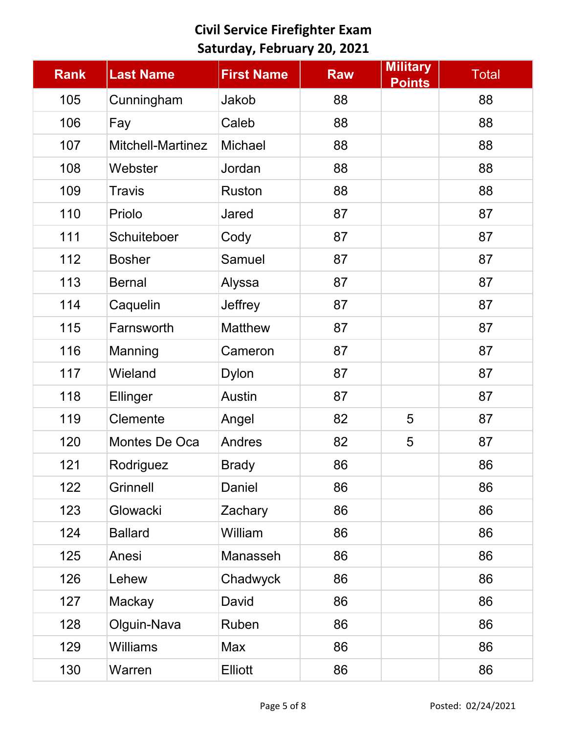# Civil Service Firefighter Exam
## Saturday, February 20, 2021

| Rank | Last Name | First Name | Raw | Military Points | Total |
|---|---|---|---|---|---|
| 105 | Cunningham | Jakob | 88 | | 88 |
| 106 | Fay | Caleb | 88 | | 88 |
| 107 | Mitchell-Martinez | Michael | 88 | | 88 |
| 108 | Webster | Jordan | 88 | | 88 |
| 109 | Travis | Ruston | 88 | | 88 |
| 110 | Priolo | Jared | 87 | | 87 |
| 111 | Schuiteboer | Cody | 87 | | 87 |
| 112 | Bosher | Samuel | 87 | | 87 |
| 113 | Bernal | Alyssa | 87 | | 87 |
| 114 | Caquelin | Jeffrey | 87 | | 87 |
| 115 | Farnsworth | Matthew | 87 | | 87 |
| 116 | Manning | Cameron | 87 | | 87 |
| 117 | Wieland | Dylon | 87 | | 87 |
| 118 | Ellinger | Austin | 87 | | 87 |
| 119 | Clemente | Angel | 82 | 5 | 87 |
| 120 | Montes De Oca | Andres | 82 | 5 | 87 |
| 121 | Rodriguez | Brady | 86 | | 86 |
| 122 | Grinnell | Daniel | 86 | | 86 |
| 123 | Glowacki | Zachary | 86 | | 86 |
| 124 | Ballard | William | 86 | | 86 |
| 125 | Anesi | Manasseh | 86 | | 86 |
| 126 | Lehew | Chadwyck | 86 | | 86 |
| 127 | Mackay | David | 86 | | 86 |
| 128 | Olguin-Nava | Ruben | 86 | | 86 |
| 129 | Williams | Max | 86 | | 86 |
| 130 | Warren | Elliott | 86 | | 86 |

Posted: 02/24/2021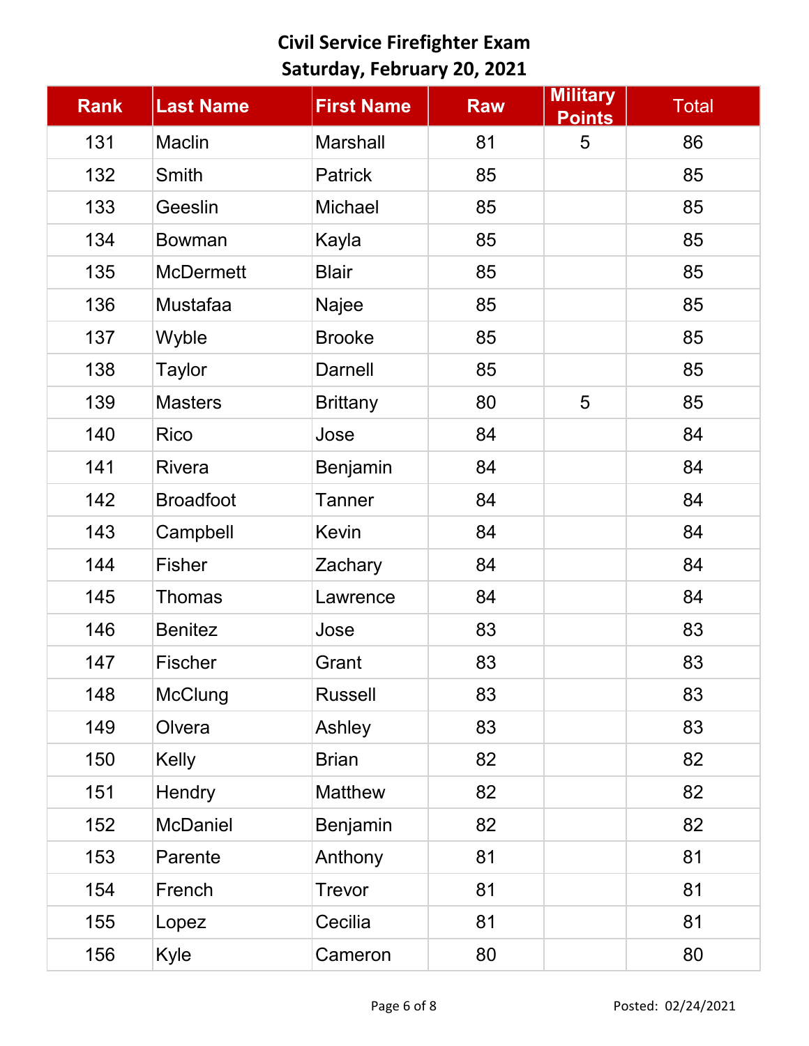# Civil Service Firefighter Exam
## Saturday, February 20, 2021

| Rank | Last Name | First Name | Raw | Military Points | Total |
|---|---|---|---|---|---|
| 131 | Maclin | Marshall | 81 | 5 | 86 |
| 132 | Smith | Patrick | 85 | | 85 |
| 133 | Geeslin | Michael | 85 | | 85 |
| 134 | Bowman | Kayla | 85 | | 85 |
| 135 | McDermett | Blair | 85 | | 85 |
| 136 | Mustafaa | Najee | 85 | | 85 |
| 137 | Wyble | Brooke | 85 | | 85 |
| 138 | Taylor | Darnell | 85 | | 85 |
| 139 | Masters | Brittany | 80 | 5 | 85 |
| 140 | Rico | Jose | 84 | | 84 |
| 141 | Rivera | Benjamin | 84 | | 84 |
| 142 | Broadfoot | Tanner | 84 | | 84 |
| 143 | Campbell | Kevin | 84 | | 84 |
| 144 | Fisher | Zachary | 84 | | 84 |
| 145 | Thomas | Lawrence | 84 | | 84 |
| 146 | Benitez | Jose | 83 | | 83 |
| 147 | Fischer | Grant | 83 | | 83 |
| 148 | McClung | Russell | 83 | | 83 |
| 149 | Olvera | Ashley | 83 | | 83 |
| 150 | Kelly | Brian | 82 | | 82 |
| 151 | Hendry | Matthew | 82 | | 82 |
| 152 | McDaniel | Benjamin | 82 | | 82 |
| 153 | Parente | Anthony | 81 | | 81 |
| 154 | French | Trevor | 81 | | 81 |
| 155 | Lopez | Cecilia | 81 | | 81 |
| 156 | Kyle | Cameron | 80 | | 80 |

Posted: 02/24/2021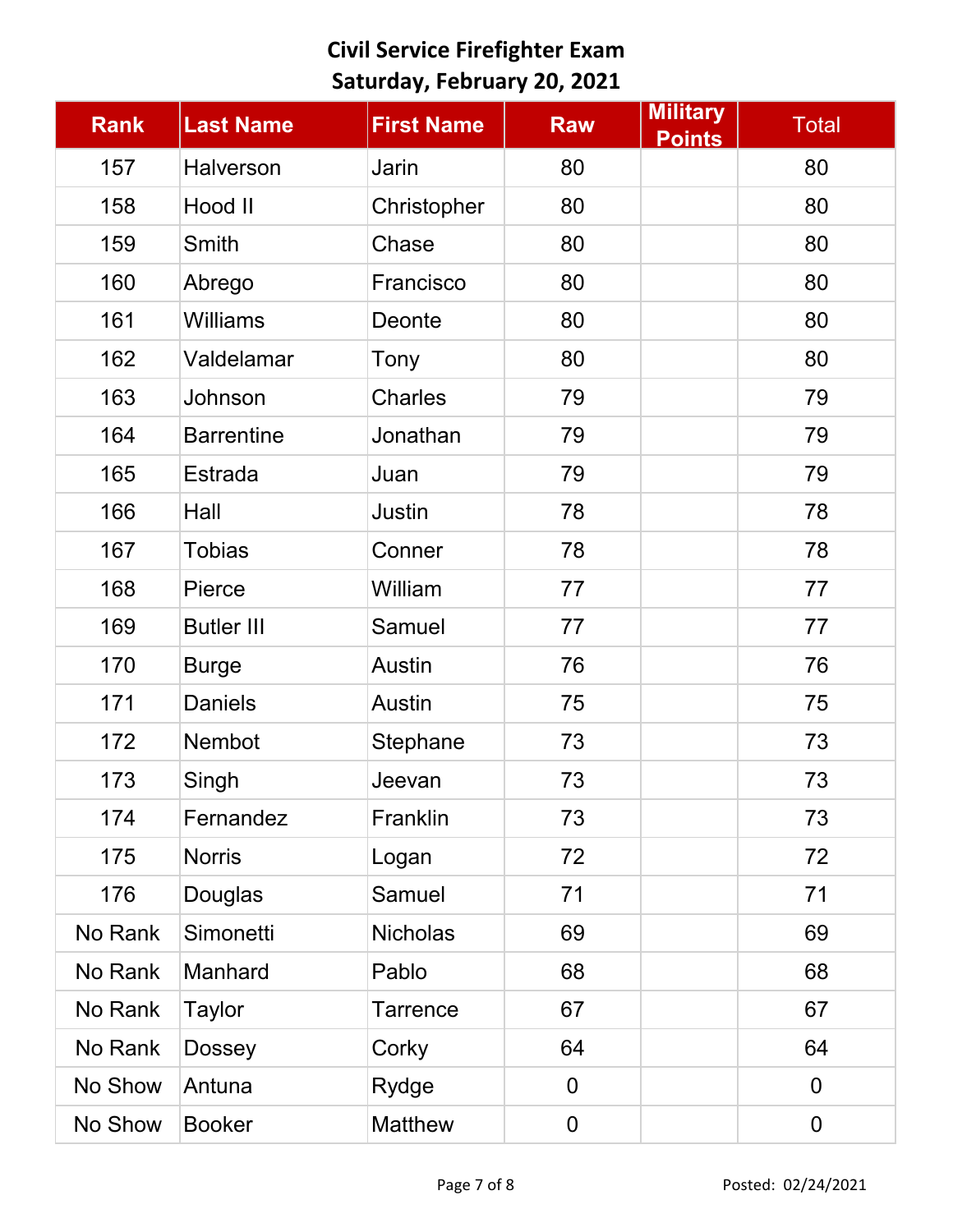# Civil Service Firefighter Exam
## Saturday, February 20, 2021

| Rank | Last Name | First Name | Raw | Military Points | Total |
|---|---|---|---|---|---|
| 157 | Halverson | Jarin | 80 | | 80 |
| 158 | Hood II | Christopher | 80 | | 80 |
| 159 | Smith | Chase | 80 | | 80 |
| 160 | Abrego | Francisco | 80 | | 80 |
| 161 | Williams | Deonte | 80 | | 80 |
| 162 | Valdelamar | Tony | 80 | | 80 |
| 163 | Johnson | Charles | 79 | | 79 |
| 164 | Barrentine | Jonathan | 79 | | 79 |
| 165 | Estrada | Juan | 79 | | 79 |
| 166 | Hall | Justin | 78 | | 78 |
| 167 | Tobias | Conner | 78 | | 78 |
| 168 | Pierce | William | 77 | | 77 |
| 169 | Butler III | Samuel | 77 | | 77 |
| 170 | Burge | Austin | 76 | | 76 |
| 171 | Daniels | Austin | 75 | | 75 |
| 172 | Nembot | Stephane | 73 | | 73 |
| 173 | Singh | Jeevan | 73 | | 73 |
| 174 | Fernandez | Franklin | 73 | | 73 |
| 175 | Norris | Logan | 72 | | 72 |
| 176 | Douglas | Samuel | 71 | | 71 |
| No Rank | Simonetti | Nicholas | 69 | | 69 |
| No Rank | Manhard | Pablo | 68 | | 68 |
| No Rank | Taylor | Tarrence | 67 | | 67 |
| No Rank | Dossey | Corky | 64 | | 64 |
| No Show | Antuna | Rydge | 0 | | 0 |
| No Show | Booker | Matthew | 0 | | 0 |

Posted: 02/24/2021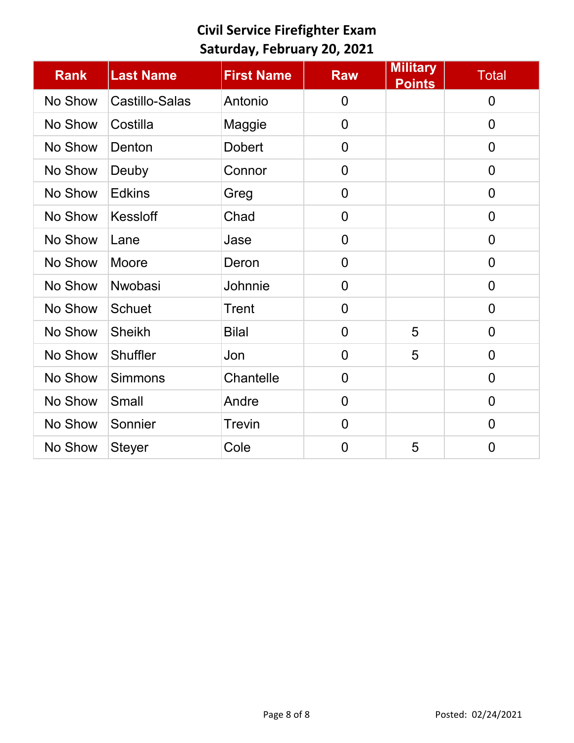# Civil Service Firefighter Exam
## Saturday, February 20, 2021

| Rank | Last Name | First Name | Raw | Military Points | Total |
|---|---|---|---|---|---|
| No Show | Castillo-Salas | Antonio | 0 | | 0 |
| No Show | Costilla | Maggie | 0 | | 0 |
| No Show | Denton | Dobert | 0 | | 0 |
| No Show | Deuby | Connor | 0 | | 0 |
| No Show | Edkins | Greg | 0 | | 0 |
| No Show | Kessloff | Chad | 0 | | 0 |
| No Show | Lane | Jase | 0 | | 0 |
| No Show | Moore | Deron | 0 | | 0 |
| No Show | Nwobasi | Johnnie | 0 | | 0 |
| No Show | Schuet | Trent | 0 | | 0 |
| No Show | Sheikh | Bilal | 0 | 5 | 0 |
| No Show | Shuffler | Jon | 0 | 5 | 0 |
| No Show | Simmons | Chantelle | 0 | | 0 |
| No Show | Small | Andre | 0 | | 0 |
| No Show | Sonnier | Trevin | 0 | | 0 |
| No Show | Steyer | Cole | 0 | 5 | 0 |

Posted: 02/24/2021